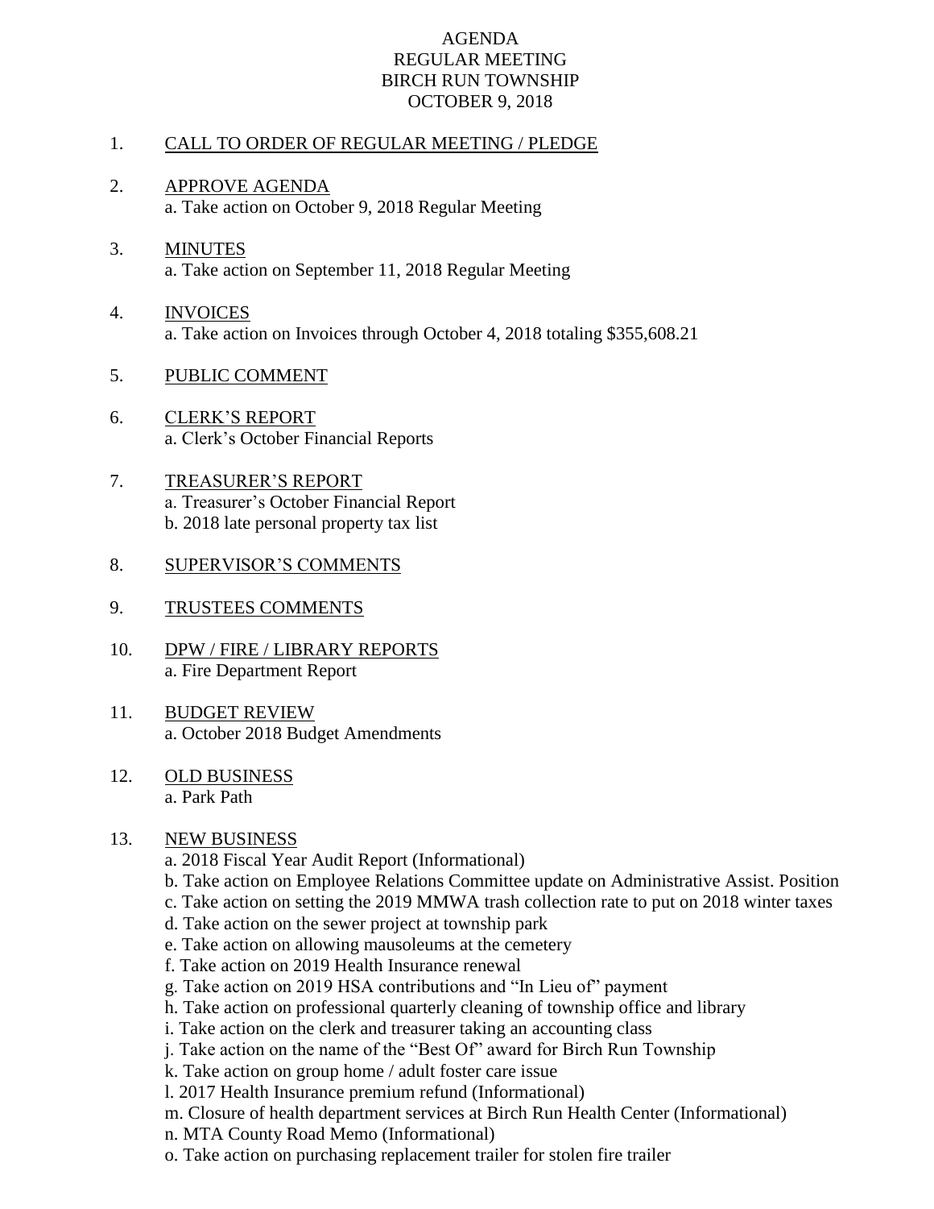# AGENDA
## REGULAR MEETING
## BIRCH RUN TOWNSHIP
## OCTOBER 9, 2018

1. CALL TO ORDER OF REGULAR MEETING / PLEDGE

2. APPROVE AGENDA
   a. Take action on October 9, 2018 Regular Meeting

3. MINUTES
   a. Take action on September 11, 2018 Regular Meeting

4. INVOICES
   a. Take action on Invoices through October 4, 2018 totaling $355,608.21

5. PUBLIC COMMENT

6. CLERK'S REPORT
   a. Clerk's October Financial Reports

7. TREASURER'S REPORT
   a. Treasurer's October Financial Report
   b. 2018 late personal property tax list

8. SUPERVISOR'S COMMENTS

9. TRUSTEES COMMENTS

10. DPW / FIRE / LIBRARY REPORTS
    a. Fire Department Report

11. BUDGET REVIEW
    a. October 2018 Budget Amendments

12. OLD BUSINESS
    a. Park Path

13. NEW BUSINESS
    a. 2018 Fiscal Year Audit Report (Informational)
    b. Take action on Employee Relations Committee update on Administrative Assist. Position
    c. Take action on setting the 2019 MMWA trash collection rate to put on 2018 winter taxes
    d. Take action on the sewer project at township park
    e. Take action on allowing mausoleums at the cemetery
    f. Take action on 2019 Health Insurance renewal
    g. Take action on 2019 HSA contributions and "In Lieu of" payment
    h. Take action on professional quarterly cleaning of township office and library
    i. Take action on the clerk and treasurer taking an accounting class
    j. Take action on the name of the "Best Of" award for Birch Run Township
    k. Take action on group home / adult foster care issue
    l. 2017 Health Insurance premium refund (Informational)
    m. Closure of health department services at Birch Run Health Center (Informational)
    n. MTA County Road Memo (Informational)
    o. Take action on purchasing replacement trailer for stolen fire trailer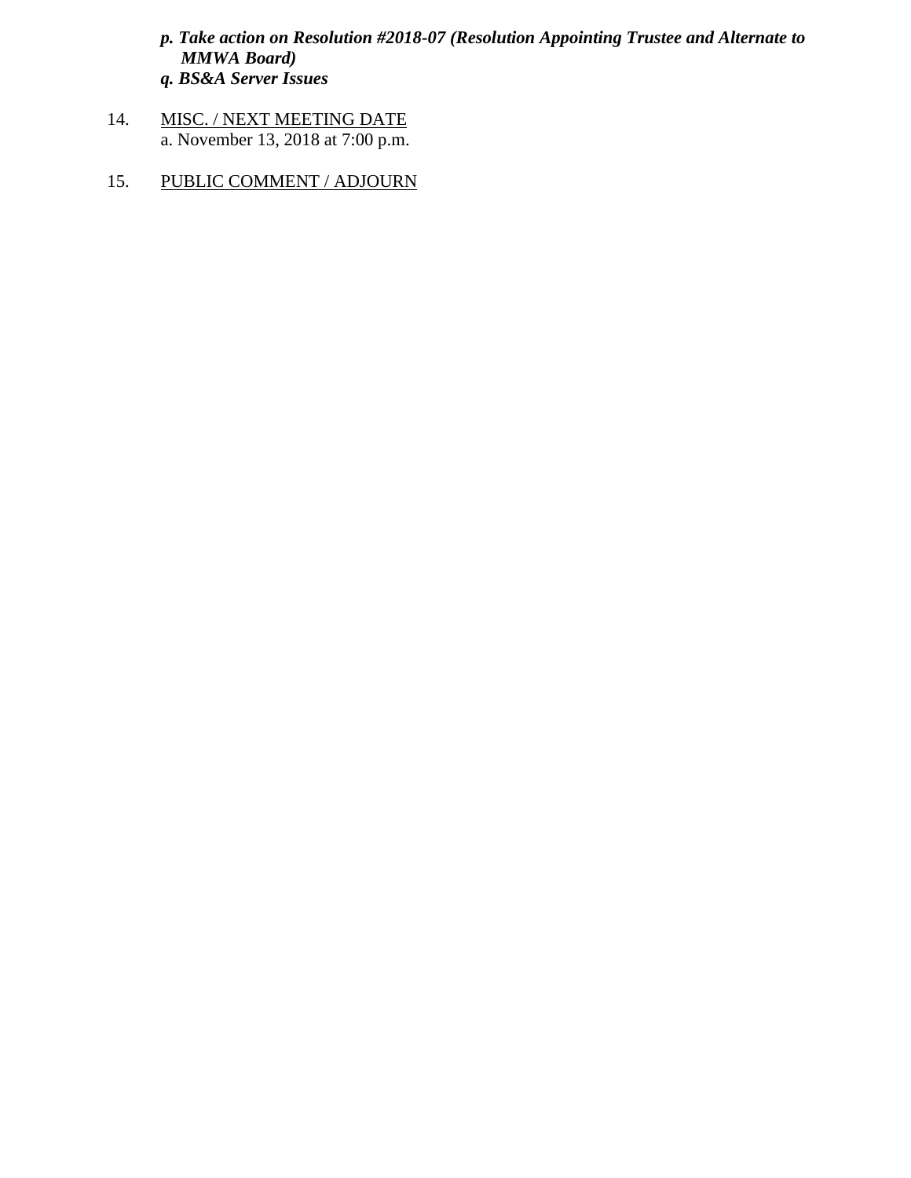*p. **Take action on Resolution #2018-07 (Resolution Appointing Trustee and Alternate to MMWA Board)***
   ***q. BS&A Server Issues***

14. <u>MISC. / NEXT MEETING DATE</u>
    a. November 13, 2018 at 7:00 p.m.

15. <u>PUBLIC COMMENT / ADJOURN</u>